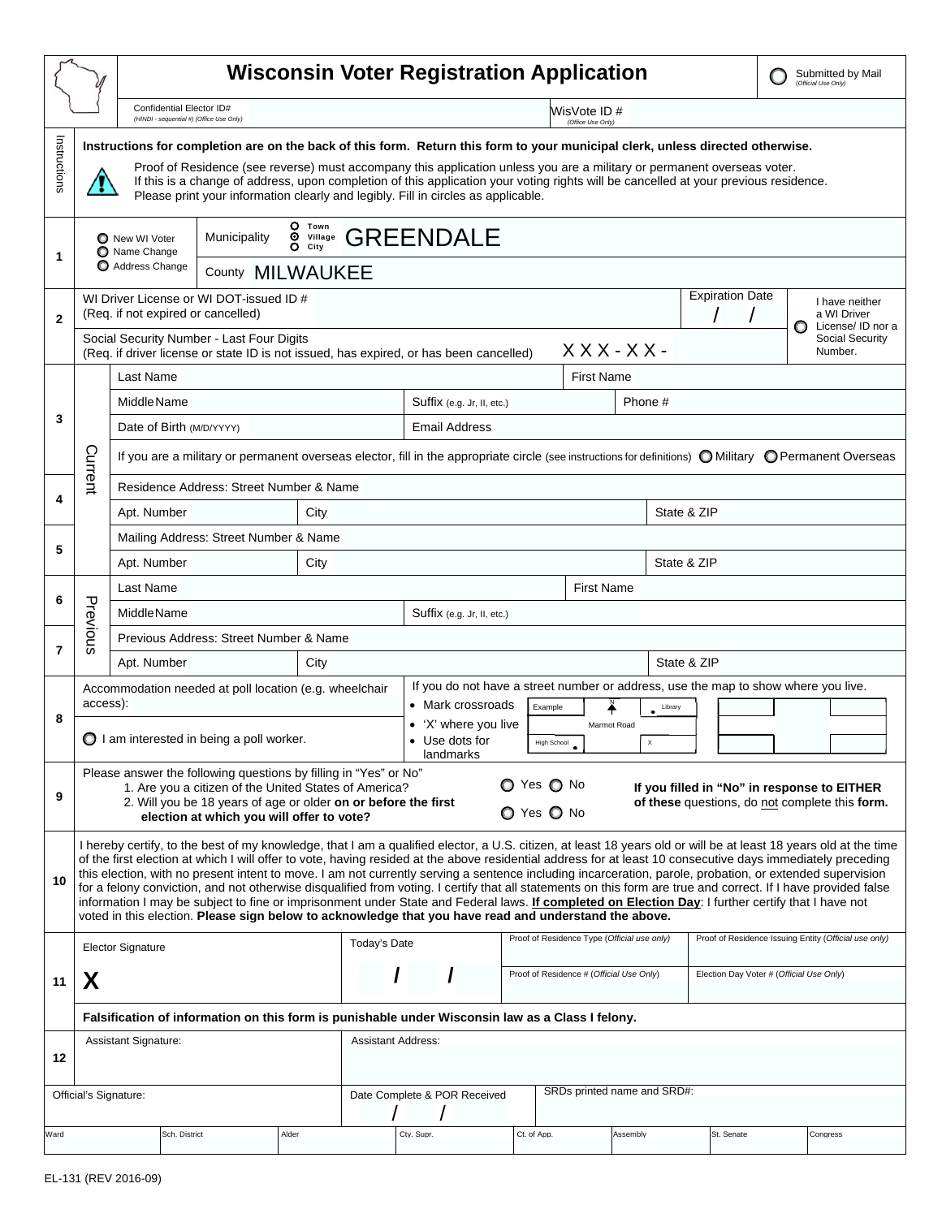# Wisconsin Voter Registration Application

○ Submitted by Mail *(Official Use Only)*

Confidential Elector ID# *(HINDI - sequential #) (Office Use Only)*

WisVote ID # *(Office Use Only)*

## Instructions

**Instructions for completion are on the back of this form. Return this form to your municipal clerk, unless directed otherwise.**

Proof of Residence (see reverse) must accompany this application unless you are a military or permanent overseas voter.
If this is a change of address, upon completion of this application your voting rights will be cancelled at your previous residence.
Please print your information clearly and legibly. Fill in circles as applicable.

| | | |
|---|---|---|
| **1** | ○ New WI Voter ○ Name Change ○ Address Change | Municipality ○ Town ⦿ Village ○ City GREENDALE<br>County MILWAUKEE |
| **2** | WI Driver License or WI DOT-issued ID # (Req. if not expired or cancelled) — Expiration Date / /<br>Social Security Number - Last Four Digits (Req. if driver license or state ID is not issued, has expired, or has been cancelled) XXX - XX - | ○ I have neither a WI Driver License/ ID nor a Social Security Number. |

### Current

| | | |
|---|---|---|
| **3** | Last Name | First Name |
| | Middle Name | Suffix (e.g. Jr, II, etc.) / Phone # |
| | Date of Birth (M/D/YYYY) | Email Address |
| | If you are a military or permanent overseas elector, fill in the appropriate circle (see instructions for definitions) ○ Military ○ Permanent Overseas | |
| **4** | Residence Address: Street Number & Name | |
| | Apt. Number / City | State & ZIP |
| **5** | Mailing Address: Street Number & Name | |
| | Apt. Number / City | State & ZIP |

### Previous

| | | |
|---|---|---|
| **6** | Last Name | First Name |
| | Middle Name | Suffix (e.g. Jr, II, etc.) |
| **7** | Previous Address: Street Number & Name | |
| | Apt. Number / City | State & ZIP |

**8** Accommodation needed at poll location (e.g. wheelchair access):

○ I am interested in being a poll worker.

If you do not have a street number or address, use the map to show where you live.
- Mark crossroads
- 'X' where you live
- Use dots for landmarks

(Example: N, Library, Marmot Road, High School, X)

**9** Please answer the following questions by filling in "Yes" or No"
1. Are you a citizen of the United States of America? ○ Yes ○ No
2. Will you be 18 years of age or older **on or before the first election at which you will offer to vote?** ○ Yes ○ No

**If you filled in "No" in response to EITHER of these** questions, do not complete this **form.**

**10** I hereby certify, to the best of my knowledge, that I am a qualified elector, a U.S. citizen, at least 18 years old or will be at least 18 years old at the time of the first election at which I will offer to vote, having resided at the above residential address for at least 10 consecutive days immediately preceding this election, with no present intent to move. I am not currently serving a sentence including incarceration, parole, probation, or extended supervision for a felony conviction, and not otherwise disqualified from voting. I certify that all statements on this form are true and correct. If I have provided false information I may be subject to fine or imprisonment under State and Federal laws. **If completed on Election Day**: I further certify that I have not voted in this election. **Please sign below to acknowledge that you have read and understand the above.**

| | | | | |
|---|---|---|---|---|
| **11** | Elector Signature<br>**X** | Today's Date<br>/ / | Proof of Residence Type (*Official use only*)<br>Proof of Residence # (*Official Use Only*) | Proof of Residence Issuing Entity (*Official use only*)<br>Election Day Voter # (*Official Use Only*) |

**Falsification of information on this form is punishable under Wisconsin law as a Class I felony.**

| | | |
|---|---|---|
| **12** | Assistant Signature: | Assistant Address: |

| Official's Signature: | Date Complete & POR Received / / | SRDs printed name and SRD#: |
|---|---|---|

| Ward | Sch. District | Alder | Cty. Supr. | Ct. of App. | Assembly | St. Senate | Congress |
|---|---|---|---|---|---|---|---|
| | | | | | | | |

EL-131 (REV 2016-09)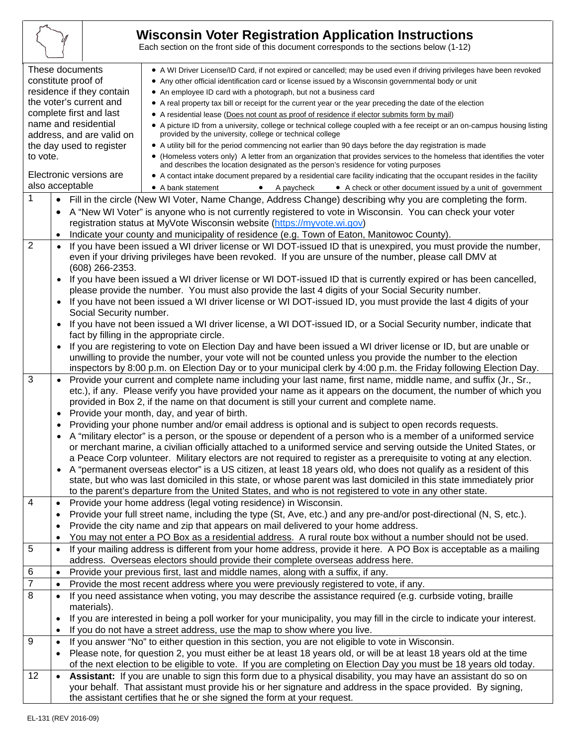# Wisconsin Voter Registration Application Instructions

Each section on the front side of this document corresponds to the sections below (1-12)

| | |
|---|---|
| These documents constitute proof of residence if they contain the voter's current and complete first and last name and residential address, and are valid on the day used to register to vote.<br><br>Electronic versions are also acceptable | • A WI Driver License/ID Card, if not expired or cancelled; may be used even if driving privileges have been revoked<br>• Any other official identification card or license issued by a Wisconsin governmental body or unit<br>• An employee ID card with a photograph, but not a business card<br>• A real property tax bill or receipt for the current year or the year preceding the date of the election<br>• A residential lease (Does not count as proof of residence if elector submits form by mail)<br>• A picture ID from a university, college or technical college coupled with a fee receipt or an on-campus housing listing provided by the university, college or technical college<br>• A utility bill for the period commencing not earlier than 90 days before the day registration is made<br>• (Homeless voters only) A letter from an organization that provides services to the homeless that identifies the voter and describes the location designated as the person's residence for voting purposes<br>• A contact intake document prepared by a residential care facility indicating that the occupant resides in the facility<br>• A bank statement • A paycheck • A check or other document issued by a unit of government |
| 1 | • Fill in the circle (New WI Voter, Name Change, Address Change) describing why you are completing the form.<br>• A "New WI Voter" is anyone who is not currently registered to vote in Wisconsin. You can check your voter registration status at MyVote Wisconsin website (https://myvote.wi.gov)<br>• Indicate your county and municipality of residence (e.g. Town of Eaton, Manitowoc County). |
| 2 | • If you have been issued a WI driver license or WI DOT-issued ID that is unexpired, you must provide the number, even if your driving privileges have been revoked. If you are unsure of the number, please call DMV at (608) 266-2353.<br>• If you have been issued a WI driver license or WI DOT-issued ID that is currently expired or has been cancelled, please provide the number. You must also provide the last 4 digits of your Social Security number.<br>• If you have not been issued a WI driver license or WI DOT-issued ID, you must provide the last 4 digits of your Social Security number.<br>• If you have not been issued a WI driver license, a WI DOT-issued ID, or a Social Security number, indicate that fact by filling in the appropriate circle.<br>• If you are registering to vote on Election Day and have been issued a WI driver license or ID, but are unable or unwilling to provide the number, your vote will not be counted unless you provide the number to the election inspectors by 8:00 p.m. on Election Day or to your municipal clerk by 4:00 p.m. the Friday following Election Day. |
| 3 | • Provide your current and complete name including your last name, first name, middle name, and suffix (Jr., Sr., etc.), if any. Please verify you have provided your name as it appears on the document, the number of which you provided in Box 2, if the name on that document is still your current and complete name.<br>• Provide your month, day, and year of birth.<br>• Providing your phone number and/or email address is optional and is subject to open records requests.<br>• A "military elector" is a person, or the spouse or dependent of a person who is a member of a uniformed service or merchant marine, a civilian officially attached to a uniformed service and serving outside the United States, or a Peace Corp volunteer. Military electors are not required to register as a prerequisite to voting at any election.<br>• A "permanent overseas elector" is a US citizen, at least 18 years old, who does not qualify as a resident of this state, but who was last domiciled in this state, or whose parent was last domiciled in this state immediately prior to the parent's departure from the United States, and who is not registered to vote in any other state. |
| 4 | • Provide your home address (legal voting residence) in Wisconsin.<br>• Provide your full street name, including the type (St, Ave, etc.) and any pre-and/or post-directional (N, S, etc.).<br>• Provide the city name and zip that appears on mail delivered to your home address.<br>• You may not enter a PO Box as a residential address. A rural route box without a number should not be used. |
| 5 | • If your mailing address is different from your home address, provide it here. A PO Box is acceptable as a mailing address. Overseas electors should provide their complete overseas address here. |
| 6 | • Provide your previous first, last and middle names, along with a suffix, if any. |
| 7 | • Provide the most recent address where you were previously registered to vote, if any. |
| 8 | • If you need assistance when voting, you may describe the assistance required (e.g. curbside voting, braille materials).<br>• If you are interested in being a poll worker for your municipality, you may fill in the circle to indicate your interest.<br>• If you do not have a street address, use the map to show where you live. |
| 9 | • If you answer "No" to either question in this section, you are not eligible to vote in Wisconsin.<br>• Please note, for question 2, you must either be at least 18 years old, or will be at least 18 years old at the time of the next election to be eligible to vote. If you are completing on Election Day you must be 18 years old today. |
| 12 | • **Assistant:** If you are unable to sign this form due to a physical disability, you may have an assistant do so on your behalf. That assistant must provide his or her signature and address in the space provided. By signing, the assistant certifies that he or she signed the form at your request. |

EL-131 (REV 2016-09)